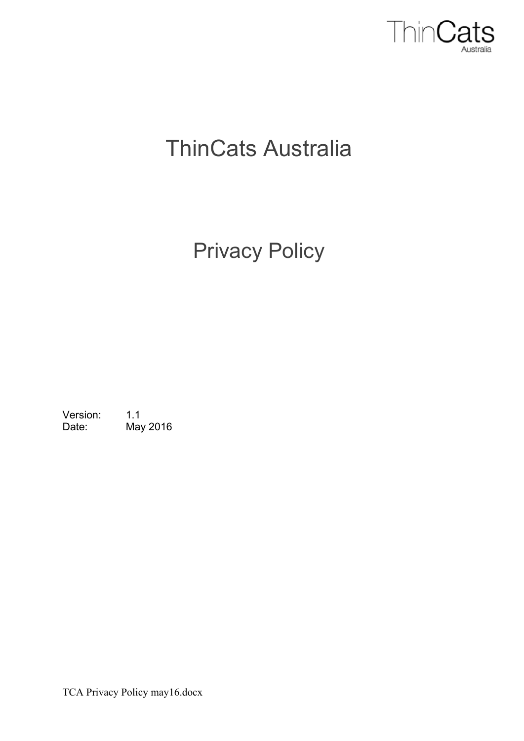ThinCats Australia

# ThinCats Australia

## Privacy Policy

Version: 1.1
Date: May 2016

TCA Privacy Policy may16.docx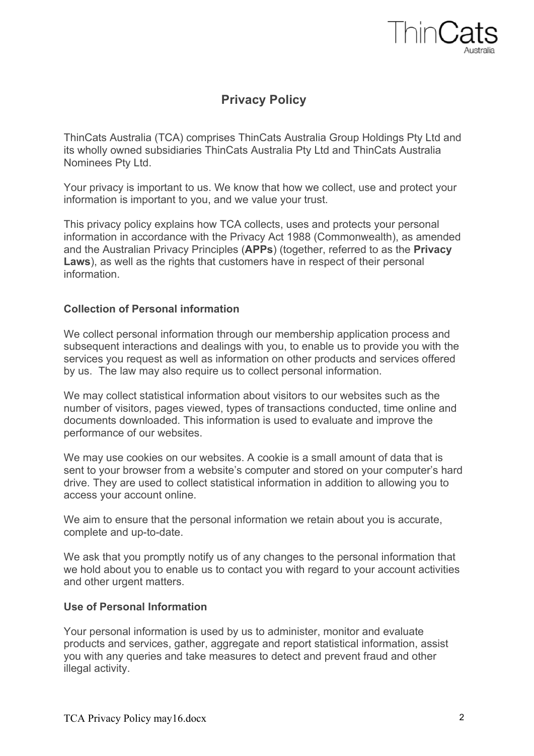# Privacy Policy

ThinCats Australia (TCA) comprises ThinCats Australia Group Holdings Pty Ltd and its wholly owned subsidiaries ThinCats Australia Pty Ltd and ThinCats Australia Nominees Pty Ltd.

Your privacy is important to us. We know that how we collect, use and protect your information is important to you, and we value your trust.

This privacy policy explains how TCA collects, uses and protects your personal information in accordance with the Privacy Act 1988 (Commonwealth), as amended and the Australian Privacy Principles (**APPs**) (together, referred to as the **Privacy Laws**), as well as the rights that customers have in respect of their personal information.

### Collection of Personal information

We collect personal information through our membership application process and subsequent interactions and dealings with you, to enable us to provide you with the services you request as well as information on other products and services offered by us. The law may also require us to collect personal information.

We may collect statistical information about visitors to our websites such as the number of visitors, pages viewed, types of transactions conducted, time online and documents downloaded. This information is used to evaluate and improve the performance of our websites.

We may use cookies on our websites. A cookie is a small amount of data that is sent to your browser from a website's computer and stored on your computer's hard drive. They are used to collect statistical information in addition to allowing you to access your account online.

We aim to ensure that the personal information we retain about you is accurate, complete and up-to-date.

We ask that you promptly notify us of any changes to the personal information that we hold about you to enable us to contact you with regard to your account activities and other urgent matters.

### Use of Personal Information

Your personal information is used by us to administer, monitor and evaluate products and services, gather, aggregate and report statistical information, assist you with any queries and take measures to detect and prevent fraud and other illegal activity.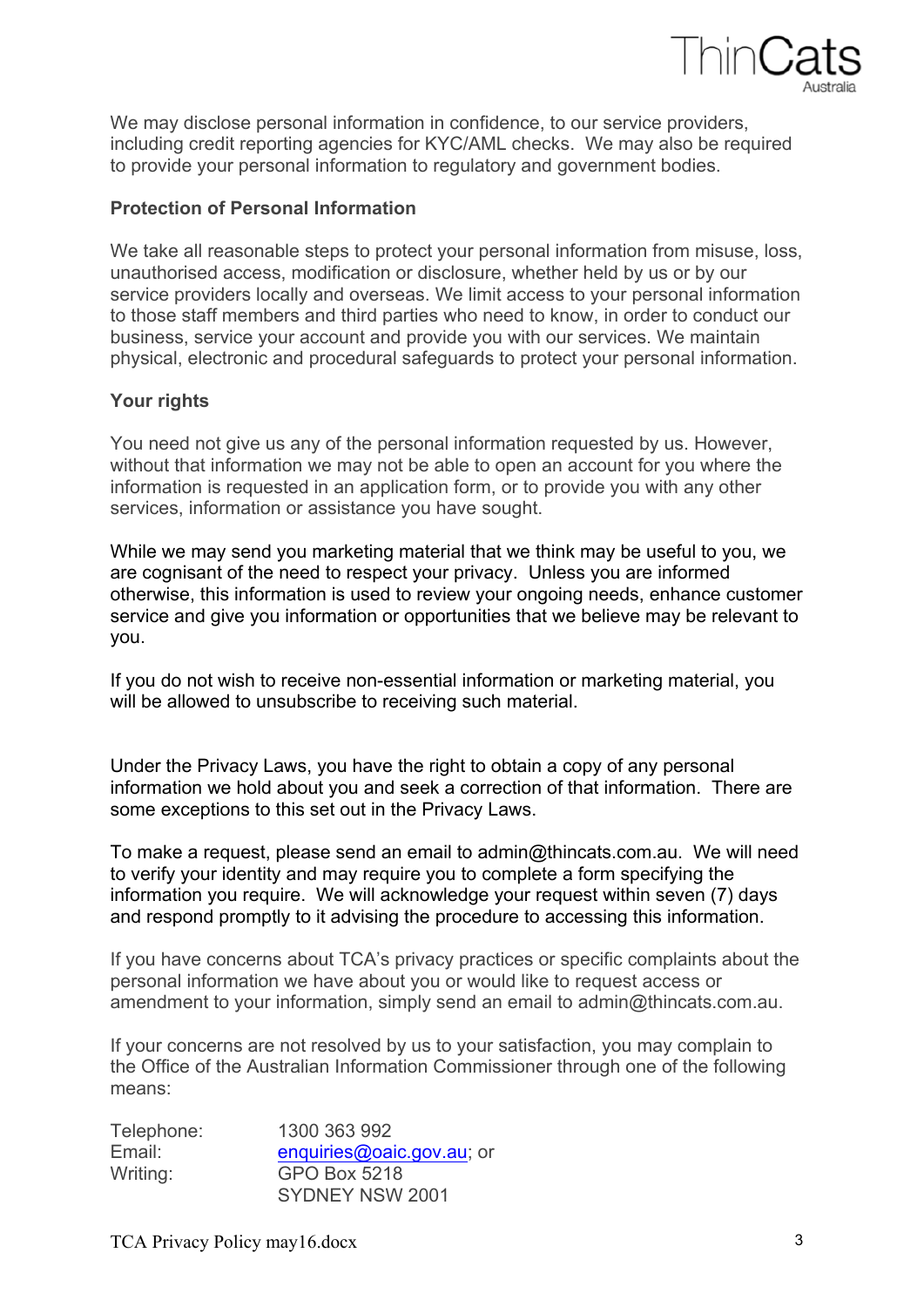We may disclose personal information in confidence, to our service providers, including credit reporting agencies for KYC/AML checks. We may also be required to provide your personal information to regulatory and government bodies.

**Protection of Personal Information**

We take all reasonable steps to protect your personal information from misuse, loss, unauthorised access, modification or disclosure, whether held by us or by our service providers locally and overseas. We limit access to your personal information to those staff members and third parties who need to know, in order to conduct our business, service your account and provide you with our services. We maintain physical, electronic and procedural safeguards to protect your personal information.

**Your rights**

You need not give us any of the personal information requested by us. However, without that information we may not be able to open an account for you where the information is requested in an application form, or to provide you with any other services, information or assistance you have sought.

While we may send you marketing material that we think may be useful to you, we are cognisant of the need to respect your privacy. Unless you are informed otherwise, this information is used to review your ongoing needs, enhance customer service and give you information or opportunities that we believe may be relevant to you.

If you do not wish to receive non-essential information or marketing material, you will be allowed to unsubscribe to receiving such material.

Under the Privacy Laws, you have the right to obtain a copy of any personal information we hold about you and seek a correction of that information. There are some exceptions to this set out in the Privacy Laws.

To make a request, please send an email to admin@thincats.com.au. We will need to verify your identity and may require you to complete a form specifying the information you require. We will acknowledge your request within seven (7) days and respond promptly to it advising the procedure to accessing this information.

If you have concerns about TCA's privacy practices or specific complaints about the personal information we have about you or would like to request access or amendment to your information, simply send an email to admin@thincats.com.au.

If your concerns are not resolved by us to your satisfaction, you may complain to the Office of the Australian Information Commissioner through one of the following means:

| | |
|---|---|
| Telephone: | 1300 363 992 |
| Email: | enquiries@oaic.gov.au; or |
| Writing: | GPO Box 5218<br>SYDNEY NSW 2001 |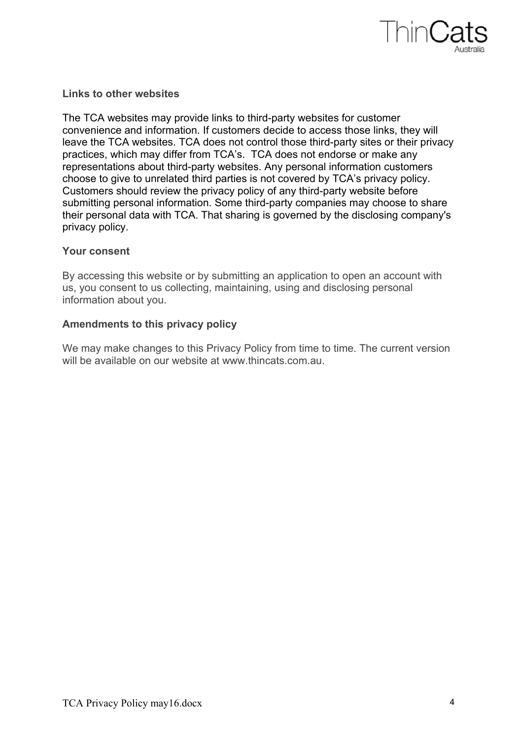### Links to other websites

The TCA websites may provide links to third-party websites for customer convenience and information. If customers decide to access those links, they will leave the TCA websites. TCA does not control those third-party sites or their privacy practices, which may differ from TCA's. TCA does not endorse or make any representations about third-party websites. Any personal information customers choose to give to unrelated third parties is not covered by TCA's privacy policy. Customers should review the privacy policy of any third-party website before submitting personal information. Some third-party companies may choose to share their personal data with TCA. That sharing is governed by the disclosing company's privacy policy.

### Your consent

By accessing this website or by submitting an application to open an account with us, you consent to us collecting, maintaining, using and disclosing personal information about you.

### Amendments to this privacy policy

We may make changes to this Privacy Policy from time to time. The current version will be available on our website at www.thincats.com.au.